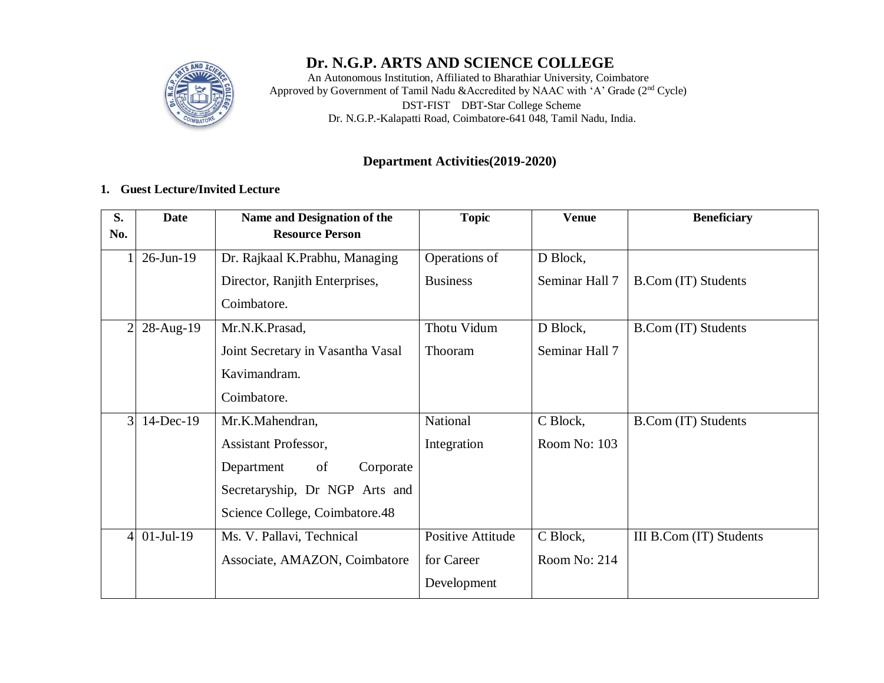# Dr. N.G.P. ARTS AND SCIENCE COLLEGE

An Autonomous Institution, Affiliated to Bharathiar University, Coimbatore
Approved by Government of Tamil Nadu &Accredited by NAAC with 'A' Grade (2nd Cycle)
DST-FIST DBT-Star College Scheme
Dr. N.G.P.-Kalapatti Road, Coimbatore-641 048, Tamil Nadu, India.

## Department Activities(2019-2020)

### 1. Guest Lecture/Invited Lecture

| S. No. | Date | Name and Designation of the Resource Person | Topic | Venue | Beneficiary |
|---|---|---|---|---|---|
| 1 | 26-Jun-19 | Dr. Rajkaal K.Prabhu, Managing Director, Ranjith Enterprises, Coimbatore. | Operations of Business | D Block, Seminar Hall 7 | B.Com (IT) Students |
| 2 | 28-Aug-19 | Mr.N.K.Prasad, Joint Secretary in Vasantha Vasal Kavimandram. Coimbatore. | Thotu Vidum Thooram | D Block, Seminar Hall 7 | B.Com (IT) Students |
| 3 | 14-Dec-19 | Mr.K.Mahendran, Assistant Professor, Department of Corporate Secretaryship, Dr NGP Arts and Science College, Coimbatore.48 | National Integration | C Block, Room No: 103 | B.Com (IT) Students |
| 4 | 01-Jul-19 | Ms. V. Pallavi, Technical Associate, AMAZON, Coimbatore | Positive Attitude for Career Development | C Block, Room No: 214 | III B.Com (IT) Students |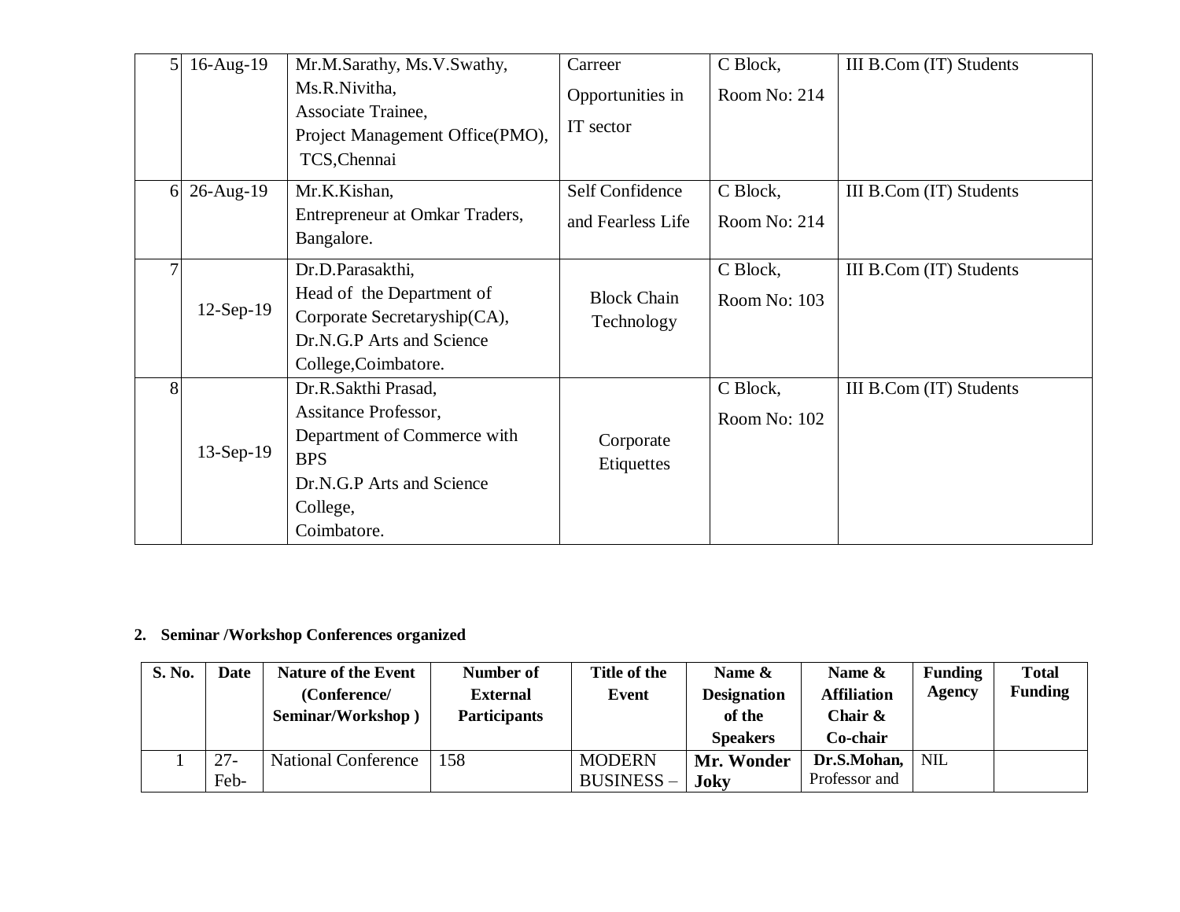| | | | | | |
|---|---|---|---|---|---|
| 5 | 16-Aug-19 | Mr.M.Sarathy, Ms.V.Swathy, Ms.R.Nivitha, Associate Trainee, Project Management Office(PMO), TCS,Chennai | Carreer Opportunities in IT sector | C Block, Room No: 214 | III B.Com (IT) Students |
| 6 | 26-Aug-19 | Mr.K.Kishan, Entrepreneur at Omkar Traders, Bangalore. | Self Confidence and Fearless Life | C Block, Room No: 214 | III B.Com (IT) Students |
| 7 | 12-Sep-19 | Dr.D.Parasakthi, Head of the Department of Corporate Secretaryship(CA), Dr.N.G.P Arts and Science College,Coimbatore. | Block Chain Technology | C Block, Room No: 103 | III B.Com (IT) Students |
| 8 | 13-Sep-19 | Dr.R.Sakthi Prasad, Assitance Professor, Department of Commerce with BPS Dr.N.G.P Arts and Science College, Coimbatore. | Corporate Etiquettes | C Block, Room No: 102 | III B.Com (IT) Students |

**2. Seminar /Workshop Conferences organized**

| S. No. | Date | Nature of the Event (Conference/ Seminar/Workshop ) | Number of External Participants | Title of the Event | Name & Designation of the Speakers | Name & Affiliation Chair & Co-chair | Funding Agency | Total Funding |
|---|---|---|---|---|---|---|---|---|
| 1 | 27-Feb- | National Conference | 158 | MODERN BUSINESS – | **Mr. Wonder Joky** | **Dr.S.Mohan,** Professor and | NIL | |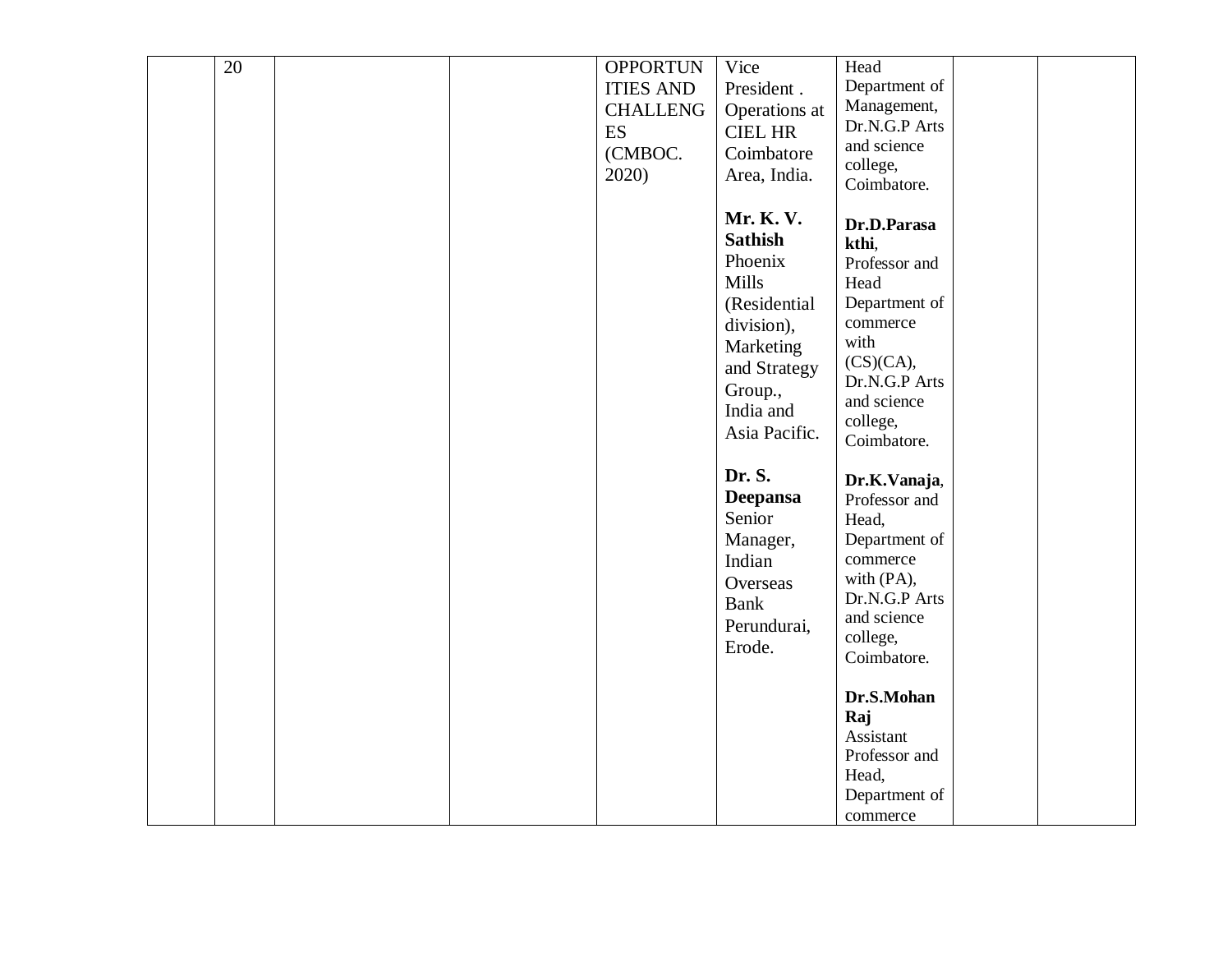|  | 20 |  |  | OPPORTUNITIES AND CHALLENGES (CMBOC. 2020) | Vice President . Operations at CIEL HR Coimbatore Area, India.<br><br>**Mr. K. V. Sathish** Phoenix Mills (Residential division), Marketing and Strategy Group., India and Asia Pacific.<br><br>**Dr. S. Deepansa** Senior Manager, Indian Overseas Bank Perundurai, Erode. | Head Department of Management, Dr.N.G.P Arts and science college, Coimbatore.<br><br>**Dr.D.Parasakthi**, Professor and Head Department of commerce with (CS)(CA), Dr.N.G.P Arts and science college, Coimbatore.<br><br>**Dr.K.Vanaja**, Professor and Head, Department of commerce with (PA), Dr.N.G.P Arts and science college, Coimbatore.<br><br>**Dr.S.Mohan Raj** Assistant Professor and Head, Department of commerce |  |  |
|---|---|---|---|---|---|---|---|---|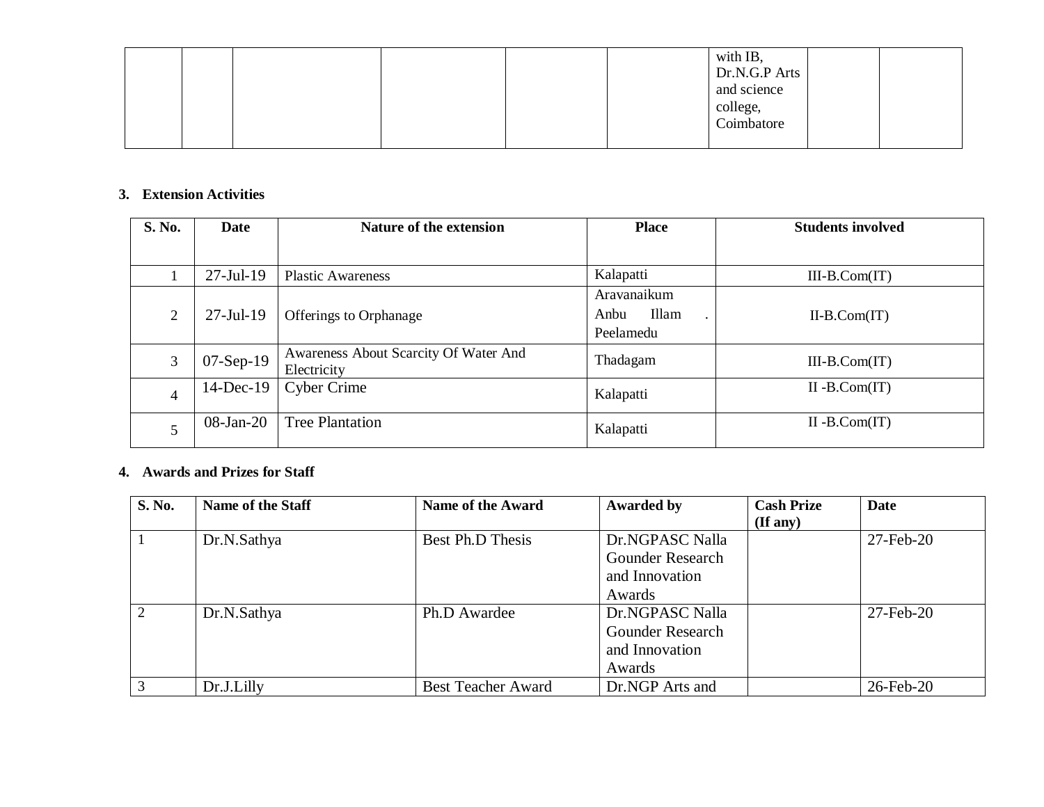|  |  |  |  |  |  | with IB, Dr.N.G.P Arts and science college, Coimbatore |  |  |
|---|---|---|---|---|---|---|---|---|

**3. Extension Activities**

| S. No. | Date | Nature of the extension | Place | Students involved |
|---|---|---|---|---|
| 1 | 27-Jul-19 | Plastic Awareness | Kalapatti | III-B.Com(IT) |
| 2 | 27-Jul-19 | Offerings to Orphanage | Aravanaikum Anbu Illam . Peelamedu | II-B.Com(IT) |
| 3 | 07-Sep-19 | Awareness About Scarcity Of Water And Electricity | Thadagam | III-B.Com(IT) |
| 4 | 14-Dec-19 | Cyber Crime | Kalapatti | II -B.Com(IT) |
| 5 | 08-Jan-20 | Tree Plantation | Kalapatti | II -B.Com(IT) |

**4. Awards and Prizes for Staff**

| S. No. | Name of the Staff | Name of the Award | Awarded by | Cash Prize (If any) | Date |
|---|---|---|---|---|---|
| 1 | Dr.N.Sathya | Best Ph.D Thesis | Dr.NGPASC Nalla Gounder Research and Innovation Awards |  | 27-Feb-20 |
| 2 | Dr.N.Sathya | Ph.D Awardee | Dr.NGPASC Nalla Gounder Research and Innovation Awards |  | 27-Feb-20 |
| 3 | Dr.J.Lilly | Best Teacher Award | Dr.NGP Arts and |  | 26-Feb-20 |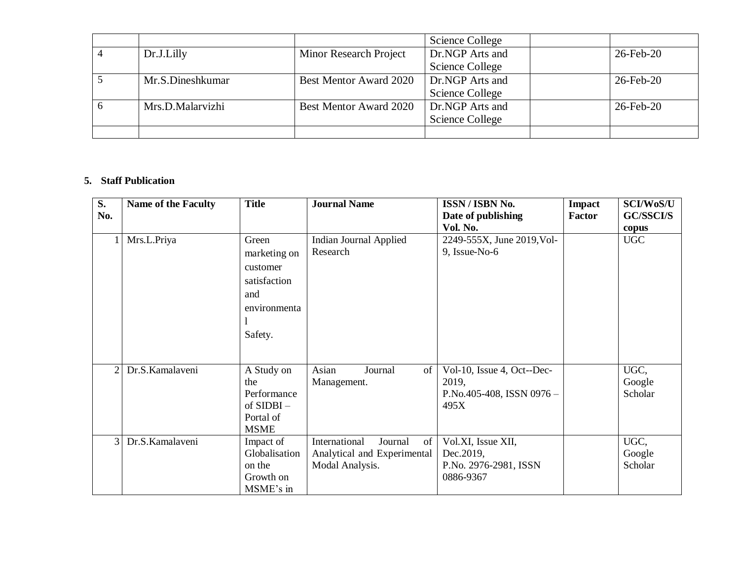| | | | Science College | | |
|---|---|---|---|---|---|
| 4 | Dr.J.Lilly | Minor Research Project | Dr.NGP Arts and Science College | | 26-Feb-20 |
| 5 | Mr.S.Dineshkumar | Best Mentor Award 2020 | Dr.NGP Arts and Science College | | 26-Feb-20 |
| 6 | Mrs.D.Malarvizhi | Best Mentor Award 2020 | Dr.NGP Arts and Science College | | 26-Feb-20 |
| | | | | | |

**5. Staff Publication**

| S. No. | Name of the Faculty | Title | Journal Name | ISSN / ISBN No. Date of publishing Vol. No. | Impact Factor | SCI/WoS/UGC/SSCI/Scopus |
|---|---|---|---|---|---|---|
| 1 | Mrs.L.Priya | Green marketing on customer satisfaction and environmental Safety. | Indian Journal Applied Research | 2249-555X, June 2019,Vol-9, Issue-No-6 | | UGC |
| 2 | Dr.S.Kamalaveni | A Study on the Performance of SIDBI – Portal of MSME | Asian Journal of Management. | Vol-10, Issue 4, Oct--Dec-2019, P.No.405-408, ISSN 0976 – 495X | | UGC, Google Scholar |
| 3 | Dr.S.Kamalaveni | Impact of Globalisation on the Growth on MSME's in | International Journal of Analytical and Experimental Modal Analysis. | Vol.XI, Issue XII, Dec.2019, P.No. 2976-2981, ISSN 0886-9367 | | UGC, Google Scholar |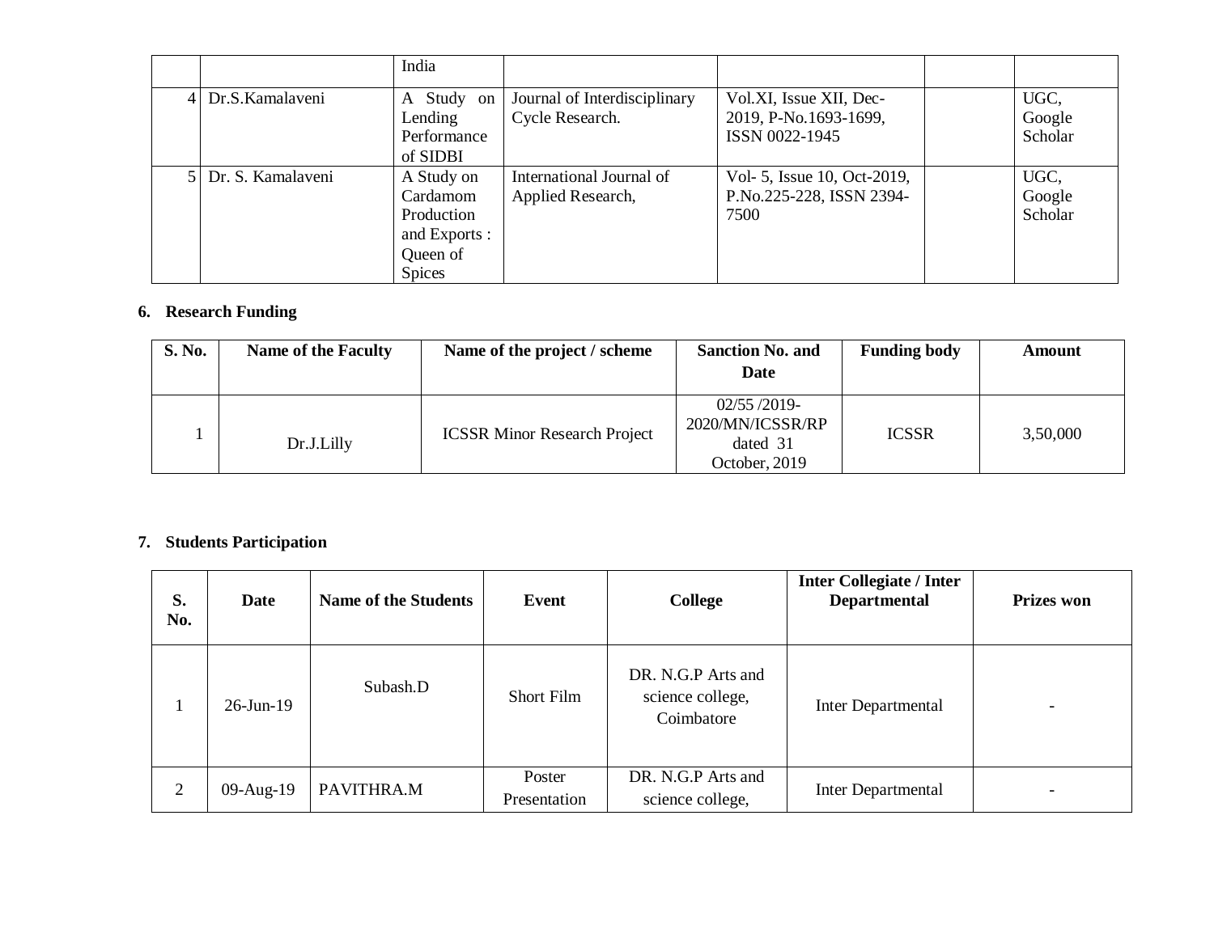| | | India | | | | |
|---|---|---|---|---|---|---|
| 4 | Dr.S.Kamalaveni | A Study on Lending Performance of SIDBI | Journal of Interdisciplinary Cycle Research. | Vol.XI, Issue XII, Dec-2019, P-No.1693-1699, ISSN 0022-1945 | | UGC, Google Scholar |
| 5 | Dr. S. Kamalaveni | A Study on Cardamom Production and Exports : Queen of Spices | International Journal of Applied Research, | Vol- 5, Issue 10, Oct-2019, P.No.225-228, ISSN 2394-7500 | | UGC, Google Scholar |

**6. Research Funding**

| S. No. | Name of the Faculty | Name of the project / scheme | Sanction No. and Date | Funding body | Amount |
|---|---|---|---|---|---|
| 1 | Dr.J.Lilly | ICSSR Minor Research Project | 02/55 /2019-2020/MN/ICSSR/RP dated 31 October, 2019 | ICSSR | 3,50,000 |

**7. Students Participation**

| S. No. | Date | Name of the Students | Event | College | Inter Collegiate / Inter Departmental | Prizes won |
|---|---|---|---|---|---|---|
| 1 | 26-Jun-19 | Subash.D | Short Film | DR. N.G.P Arts and science college, Coimbatore | Inter Departmental | - |
| 2 | 09-Aug-19 | PAVITHRA.M | Poster Presentation | DR. N.G.P Arts and science college, | Inter Departmental | - |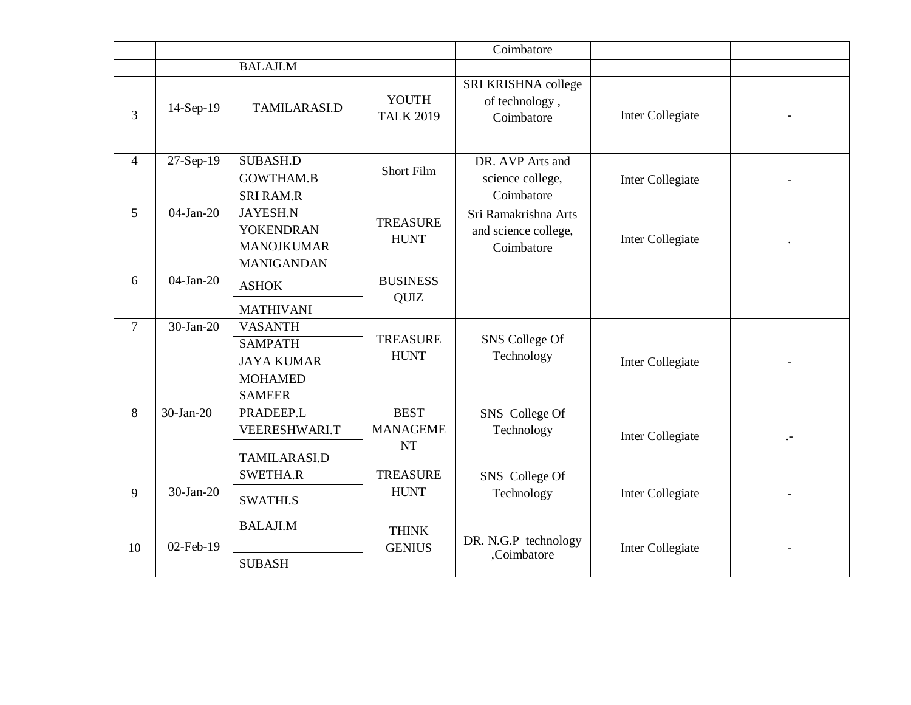| | | | | | | |
|---|---|---|---|---|---|---|
| | | | | Coimbatore | | |
| | | BALAJI.M | | | | |
| 3 | 14-Sep-19 | TAMILARASI.D | YOUTH TALK 2019 | SRI KRISHNA college of technology , Coimbatore | Inter Collegiate | - |
| 4 | 27-Sep-19 | SUBASH.D<br>GOWTHAM.B<br>SRI RAM.R | Short Film | DR. AVP Arts and science college, Coimbatore | Inter Collegiate | - |
| 5 | 04-Jan-20 | JAYESH.N<br>YOKENDRAN<br>MANOJKUMAR<br>MANIGANDAN | TREASURE HUNT | Sri Ramakrishna Arts and science college, Coimbatore | Inter Collegiate | . |
| 6 | 04-Jan-20 | ASHOK<br>MATHIVANI | BUSINESS QUIZ | | | |
| 7 | 30-Jan-20 | VASANTH<br>SAMPATH<br>JAYA KUMAR<br>MOHAMED SAMEER | TREASURE HUNT | SNS College Of Technology | Inter Collegiate | - |
| 8 | 30-Jan-20 | PRADEEP.L<br>VEERESHWARI.T<br>TAMILARASI.D | BEST MANAGEMENT | SNS College Of Technology | Inter Collegiate | .- |
| 9 | 30-Jan-20 | SWETHA.R<br>SWATHI.S | TREASURE HUNT | SNS College Of Technology | Inter Collegiate | - |
| 10 | 02-Feb-19 | BALAJI.M<br>SUBASH | THINK GENIUS | DR. N.G.P technology ,Coimbatore | Inter Collegiate | - |